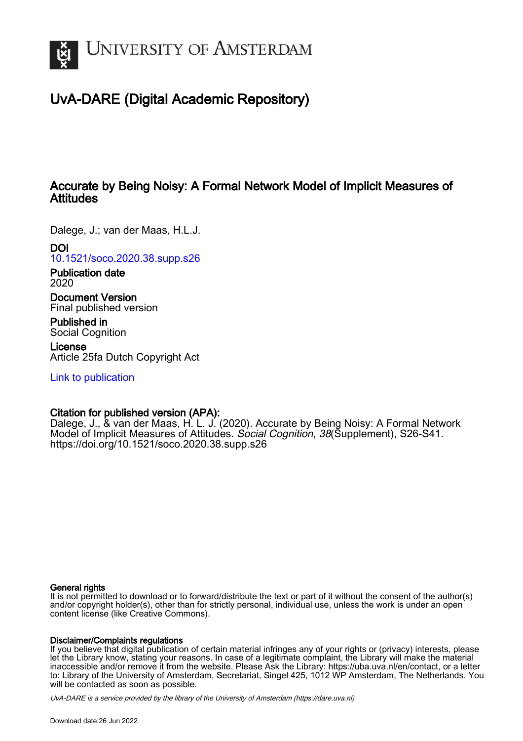# University of Amsterdam

## UvA-DARE (Digital Academic Repository)

### Accurate by Being Noisy: A Formal Network Model of Implicit Measures of Attitudes

Dalege, J.; van der Maas, H.L.J.

**DOI**
10.1521/soco.2020.38.supp.s26

**Publication date**
2020

**Document Version**
Final published version

**Published in**
Social Cognition

**License**
Article 25fa Dutch Copyright Act

Link to publication

**Citation for published version (APA):**
Dalege, J., & van der Maas, H. L. J. (2020). Accurate by Being Noisy: A Formal Network Model of Implicit Measures of Attitudes. *Social Cognition*, *38*(Supplement), S26-S41. https://doi.org/10.1521/soco.2020.38.supp.s26

**General rights**
It is not permitted to download or to forward/distribute the text or part of it without the consent of the author(s) and/or copyright holder(s), other than for strictly personal, individual use, unless the work is under an open content license (like Creative Commons).

**Disclaimer/Complaints regulations**
If you believe that digital publication of certain material infringes any of your rights or (privacy) interests, please let the Library know, stating your reasons. In case of a legitimate complaint, the Library will make the material inaccessible and/or remove it from the website. Please Ask the Library: https://uba.uva.nl/en/contact, or a letter to: Library of the University of Amsterdam, Secretariat, Singel 425, 1012 WP Amsterdam, The Netherlands. You will be contacted as soon as possible.

*UvA-DARE is a service provided by the library of the University of Amsterdam (https://dare.uva.nl)*

Download date:26 Jun 2022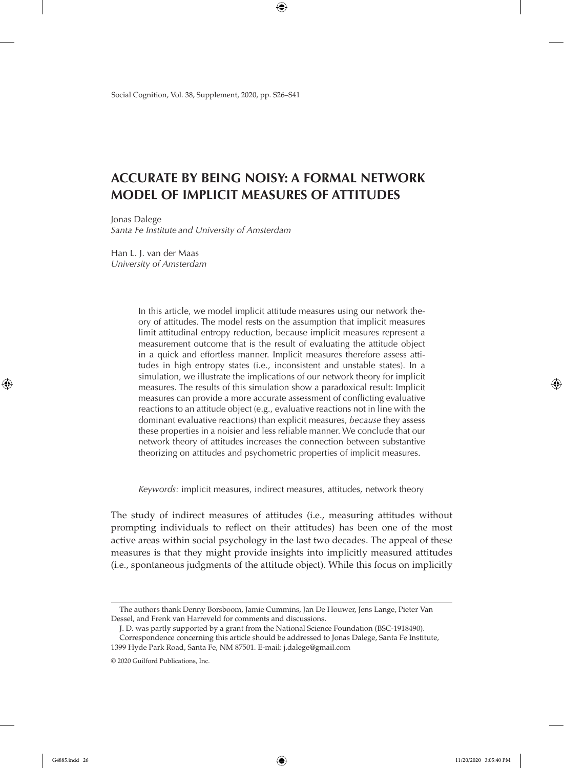# ACCURATE BY BEING NOISY: A FORMAL NETWORK MODEL OF IMPLICIT MEASURES OF ATTITUDES

Jonas Dalege
*Santa Fe Institute and University of Amsterdam*

Han L. J. van der Maas
*University of Amsterdam*

> In this article, we model implicit attitude measures using our network theory of attitudes. The model rests on the assumption that implicit measures limit attitudinal entropy reduction, because implicit measures represent a measurement outcome that is the result of evaluating the attitude object in a quick and effortless manner. Implicit measures therefore assess attitudes in high entropy states (i.e., inconsistent and unstable states). In a simulation, we illustrate the implications of our network theory for implicit measures. The results of this simulation show a paradoxical result: Implicit measures can provide a more accurate assessment of conflicting evaluative reactions to an attitude object (e.g., evaluative reactions not in line with the dominant evaluative reactions) than explicit measures, *because* they assess these properties in a noisier and less reliable manner. We conclude that our network theory of attitudes increases the connection between substantive theorizing on attitudes and psychometric properties of implicit measures.
>
> *Keywords:* implicit measures, indirect measures, attitudes, network theory

The study of indirect measures of attitudes (i.e., measuring attitudes without prompting individuals to reflect on their attitudes) has been one of the most active areas within social psychology in the last two decades. The appeal of these measures is that they might provide insights into implicitly measured attitudes (i.e., spontaneous judgments of the attitude object). While this focus on implicitly

---

The authors thank Denny Borsboom, Jamie Cummins, Jan De Houwer, Jens Lange, Pieter Van Dessel, and Frenk van Harreveld for comments and discussions.

J. D. was partly supported by a grant from the National Science Foundation (BSC-1918490).

Correspondence concerning this article should be addressed to Jonas Dalege, Santa Fe Institute, 1399 Hyde Park Road, Santa Fe, NM 87501. E-mail: j.dalege@gmail.com

© 2020 Guilford Publications, Inc.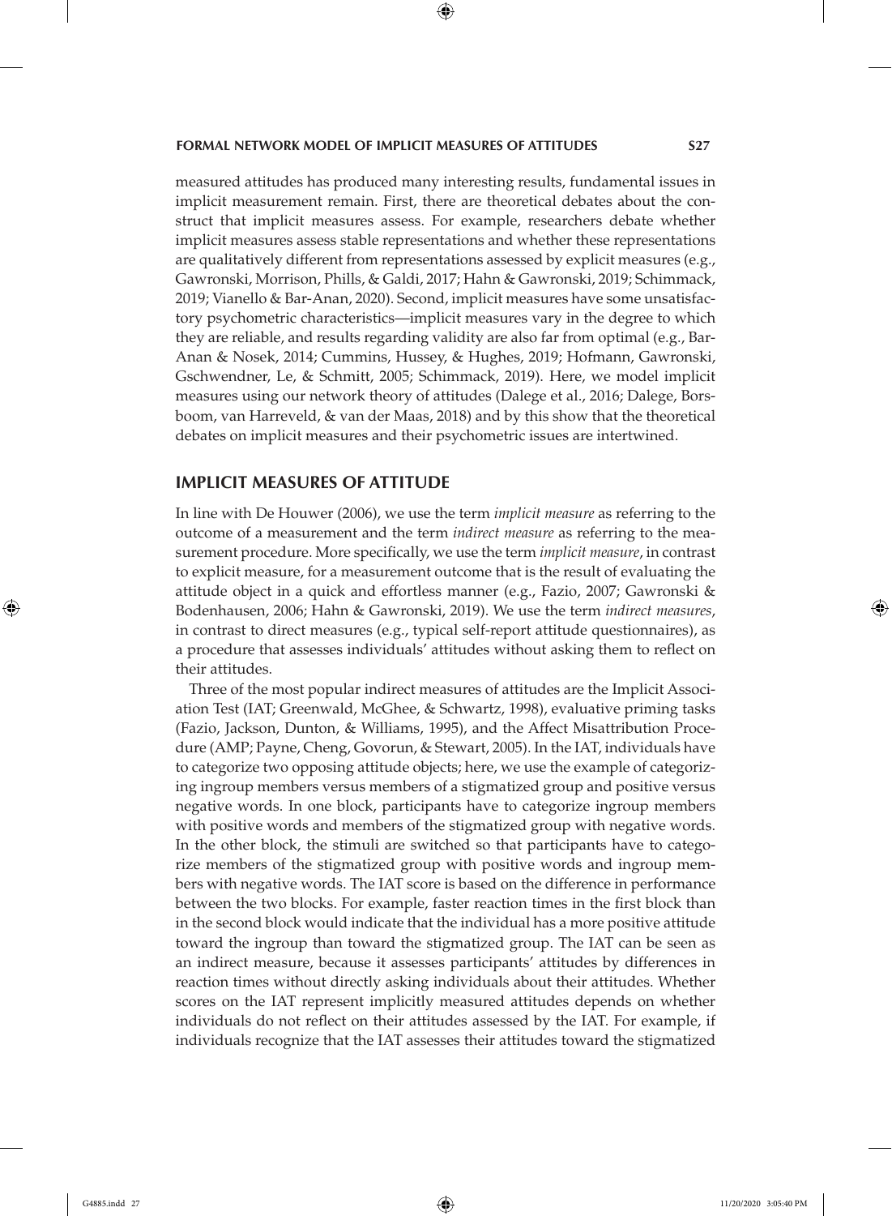measured attitudes has produced many interesting results, fundamental issues in implicit measurement remain. First, there are theoretical debates about the construct that implicit measures assess. For example, researchers debate whether implicit measures assess stable representations and whether these representations are qualitatively different from representations assessed by explicit measures (e.g., Gawronski, Morrison, Phills, & Galdi, 2017; Hahn & Gawronski, 2019; Schimmack, 2019; Vianello & Bar-Anan, 2020). Second, implicit measures have some unsatisfactory psychometric characteristics—implicit measures vary in the degree to which they are reliable, and results regarding validity are also far from optimal (e.g., Bar-Anan & Nosek, 2014; Cummins, Hussey, & Hughes, 2019; Hofmann, Gawronski, Gschwendner, Le, & Schmitt, 2005; Schimmack, 2019). Here, we model implicit measures using our network theory of attitudes (Dalege et al., 2016; Dalege, Borsboom, van Harreveld, & van der Maas, 2018) and by this show that the theoretical debates on implicit measures and their psychometric issues are intertwined.

## IMPLICIT MEASURES OF ATTITUDE

In line with De Houwer (2006), we use the term *implicit measure* as referring to the outcome of a measurement and the term *indirect measure* as referring to the measurement procedure. More specifically, we use the term *implicit measure*, in contrast to explicit measure, for a measurement outcome that is the result of evaluating the attitude object in a quick and effortless manner (e.g., Fazio, 2007; Gawronski & Bodenhausen, 2006; Hahn & Gawronski, 2019). We use the term *indirect measures*, in contrast to direct measures (e.g., typical self-report attitude questionnaires), as a procedure that assesses individuals' attitudes without asking them to reflect on their attitudes.

Three of the most popular indirect measures of attitudes are the Implicit Association Test (IAT; Greenwald, McGhee, & Schwartz, 1998), evaluative priming tasks (Fazio, Jackson, Dunton, & Williams, 1995), and the Affect Misattribution Procedure (AMP; Payne, Cheng, Govorun, & Stewart, 2005). In the IAT, individuals have to categorize two opposing attitude objects; here, we use the example of categorizing ingroup members versus members of a stigmatized group and positive versus negative words. In one block, participants have to categorize ingroup members with positive words and members of the stigmatized group with negative words. In the other block, the stimuli are switched so that participants have to categorize members of the stigmatized group with positive words and ingroup members with negative words. The IAT score is based on the difference in performance between the two blocks. For example, faster reaction times in the first block than in the second block would indicate that the individual has a more positive attitude toward the ingroup than toward the stigmatized group. The IAT can be seen as an indirect measure, because it assesses participants' attitudes by differences in reaction times without directly asking individuals about their attitudes. Whether scores on the IAT represent implicitly measured attitudes depends on whether individuals do not reflect on their attitudes assessed by the IAT. For example, if individuals recognize that the IAT assesses their attitudes toward the stigmatized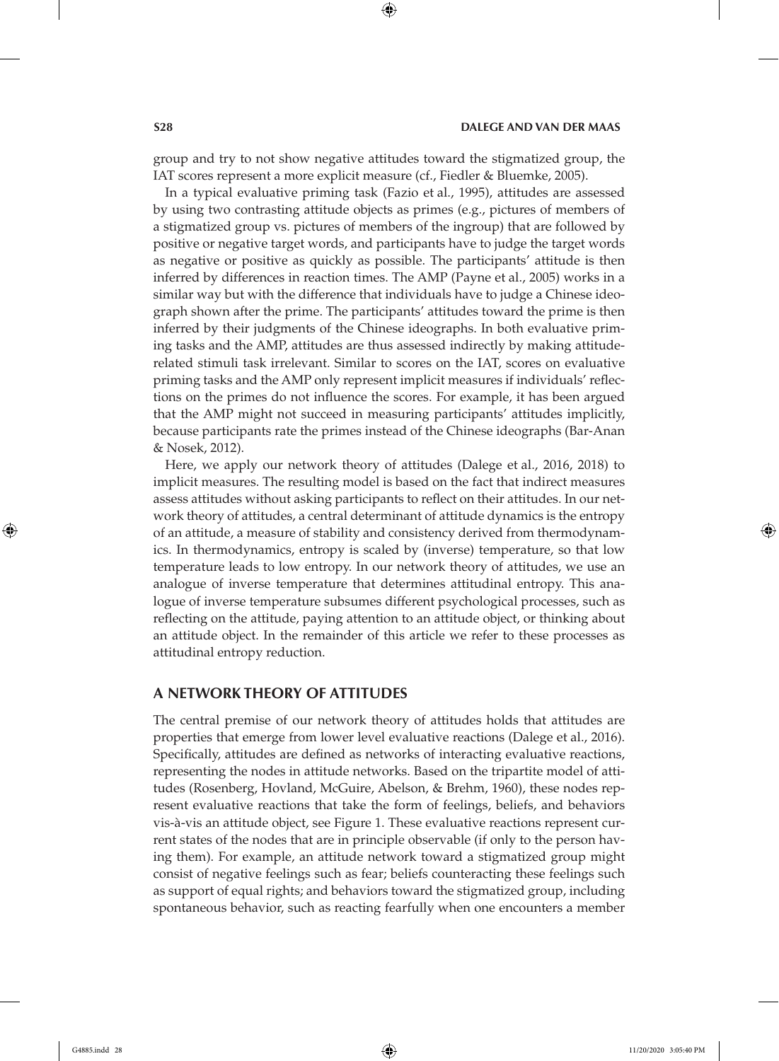group and try to not show negative attitudes toward the stigmatized group, the IAT scores represent a more explicit measure (cf., Fiedler & Bluemke, 2005).

In a typical evaluative priming task (Fazio et al., 1995), attitudes are assessed by using two contrasting attitude objects as primes (e.g., pictures of members of a stigmatized group vs. pictures of members of the ingroup) that are followed by positive or negative target words, and participants have to judge the target words as negative or positive as quickly as possible. The participants' attitude is then inferred by differences in reaction times. The AMP (Payne et al., 2005) works in a similar way but with the difference that individuals have to judge a Chinese ideograph shown after the prime. The participants' attitudes toward the prime is then inferred by their judgments of the Chinese ideographs. In both evaluative priming tasks and the AMP, attitudes are thus assessed indirectly by making attitude-related stimuli task irrelevant. Similar to scores on the IAT, scores on evaluative priming tasks and the AMP only represent implicit measures if individuals' reflections on the primes do not influence the scores. For example, it has been argued that the AMP might not succeed in measuring participants' attitudes implicitly, because participants rate the primes instead of the Chinese ideographs (Bar-Anan & Nosek, 2012).

Here, we apply our network theory of attitudes (Dalege et al., 2016, 2018) to implicit measures. The resulting model is based on the fact that indirect measures assess attitudes without asking participants to reflect on their attitudes. In our network theory of attitudes, a central determinant of attitude dynamics is the entropy of an attitude, a measure of stability and consistency derived from thermodynamics. In thermodynamics, entropy is scaled by (inverse) temperature, so that low temperature leads to low entropy. In our network theory of attitudes, we use an analogue of inverse temperature that determines attitudinal entropy. This analogue of inverse temperature subsumes different psychological processes, such as reflecting on the attitude, paying attention to an attitude object, or thinking about an attitude object. In the remainder of this article we refer to these processes as attitudinal entropy reduction.

## A NETWORK THEORY OF ATTITUDES

The central premise of our network theory of attitudes holds that attitudes are properties that emerge from lower level evaluative reactions (Dalege et al., 2016). Specifically, attitudes are defined as networks of interacting evaluative reactions, representing the nodes in attitude networks. Based on the tripartite model of attitudes (Rosenberg, Hovland, McGuire, Abelson, & Brehm, 1960), these nodes represent evaluative reactions that take the form of feelings, beliefs, and behaviors vis-à-vis an attitude object, see Figure 1. These evaluative reactions represent current states of the nodes that are in principle observable (if only to the person having them). For example, an attitude network toward a stigmatized group might consist of negative feelings such as fear; beliefs counteracting these feelings such as support of equal rights; and behaviors toward the stigmatized group, including spontaneous behavior, such as reacting fearfully when one encounters a member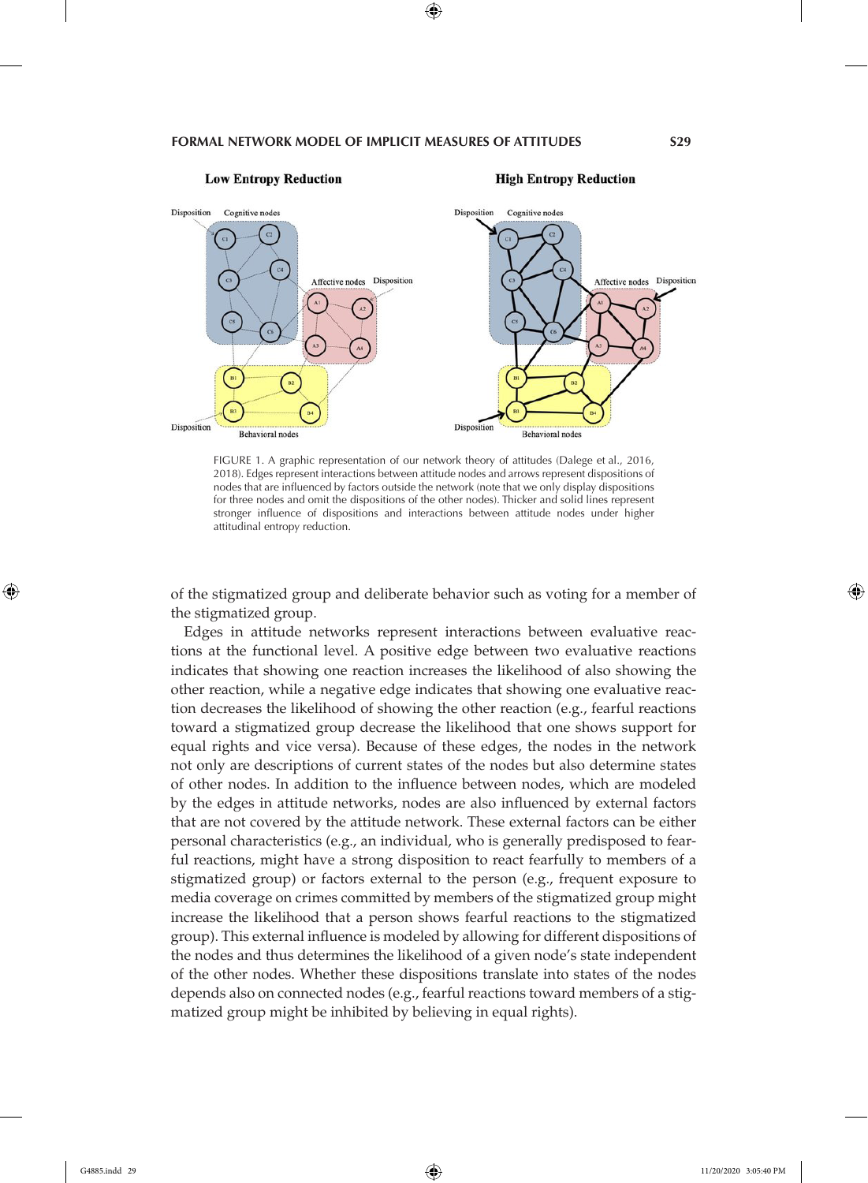FIGURE 1. A graphic representation of our network theory of attitudes (Dalege et al., 2016, 2018). Edges represent interactions between attitude nodes and arrows represent dispositions of nodes that are influenced by factors outside the network (note that we only display dispositions for three nodes and omit the dispositions of the other nodes). Thicker and solid lines represent stronger influence of dispositions and interactions between attitude nodes under higher attitudinal entropy reduction.

of the stigmatized group and deliberate behavior such as voting for a member of the stigmatized group.

Edges in attitude networks represent interactions between evaluative reactions at the functional level. A positive edge between two evaluative reactions indicates that showing one reaction increases the likelihood of also showing the other reaction, while a negative edge indicates that showing one evaluative reaction decreases the likelihood of showing the other reaction (e.g., fearful reactions toward a stigmatized group decrease the likelihood that one shows support for equal rights and vice versa). Because of these edges, the nodes in the network not only are descriptions of current states of the nodes but also determine states of other nodes. In addition to the influence between nodes, which are modeled by the edges in attitude networks, nodes are also influenced by external factors that are not covered by the attitude network. These external factors can be either personal characteristics (e.g., an individual, who is generally predisposed to fearful reactions, might have a strong disposition to react fearfully to members of a stigmatized group) or factors external to the person (e.g., frequent exposure to media coverage on crimes committed by members of the stigmatized group might increase the likelihood that a person shows fearful reactions to the stigmatized group). This external influence is modeled by allowing for different dispositions of the nodes and thus determines the likelihood of a given node's state independent of the other nodes. Whether these dispositions translate into states of the nodes depends also on connected nodes (e.g., fearful reactions toward members of a stigmatized group might be inhibited by believing in equal rights).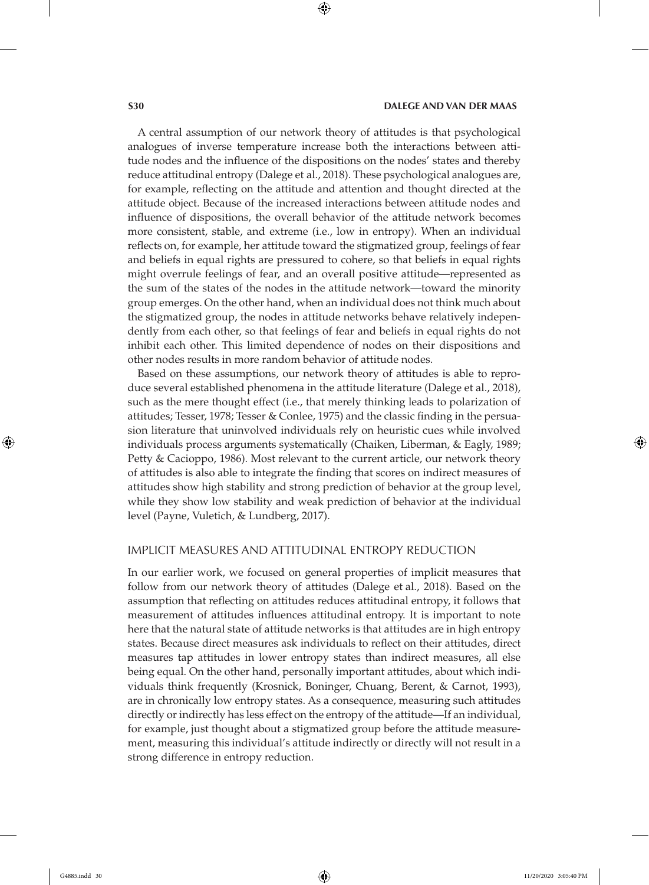A central assumption of our network theory of attitudes is that psychological analogues of inverse temperature increase both the interactions between attitude nodes and the influence of the dispositions on the nodes' states and thereby reduce attitudinal entropy (Dalege et al., 2018). These psychological analogues are, for example, reflecting on the attitude and attention and thought directed at the attitude object. Because of the increased interactions between attitude nodes and influence of dispositions, the overall behavior of the attitude network becomes more consistent, stable, and extreme (i.e., low in entropy). When an individual reflects on, for example, her attitude toward the stigmatized group, feelings of fear and beliefs in equal rights are pressured to cohere, so that beliefs in equal rights might overrule feelings of fear, and an overall positive attitude—represented as the sum of the states of the nodes in the attitude network—toward the minority group emerges. On the other hand, when an individual does not think much about the stigmatized group, the nodes in attitude networks behave relatively independently from each other, so that feelings of fear and beliefs in equal rights do not inhibit each other. This limited dependence of nodes on their dispositions and other nodes results in more random behavior of attitude nodes.

Based on these assumptions, our network theory of attitudes is able to reproduce several established phenomena in the attitude literature (Dalege et al., 2018), such as the mere thought effect (i.e., that merely thinking leads to polarization of attitudes; Tesser, 1978; Tesser & Conlee, 1975) and the classic finding in the persuasion literature that uninvolved individuals rely on heuristic cues while involved individuals process arguments systematically (Chaiken, Liberman, & Eagly, 1989; Petty & Cacioppo, 1986). Most relevant to the current article, our network theory of attitudes is also able to integrate the finding that scores on indirect measures of attitudes show high stability and strong prediction of behavior at the group level, while they show low stability and weak prediction of behavior at the individual level (Payne, Vuletich, & Lundberg, 2017).

## IMPLICIT MEASURES AND ATTITUDINAL ENTROPY REDUCTION

In our earlier work, we focused on general properties of implicit measures that follow from our network theory of attitudes (Dalege et al., 2018). Based on the assumption that reflecting on attitudes reduces attitudinal entropy, it follows that measurement of attitudes influences attitudinal entropy. It is important to note here that the natural state of attitude networks is that attitudes are in high entropy states. Because direct measures ask individuals to reflect on their attitudes, direct measures tap attitudes in lower entropy states than indirect measures, all else being equal. On the other hand, personally important attitudes, about which individuals think frequently (Krosnick, Boninger, Chuang, Berent, & Carnot, 1993), are in chronically low entropy states. As a consequence, measuring such attitudes directly or indirectly has less effect on the entropy of the attitude—If an individual, for example, just thought about a stigmatized group before the attitude measurement, measuring this individual's attitude indirectly or directly will not result in a strong difference in entropy reduction.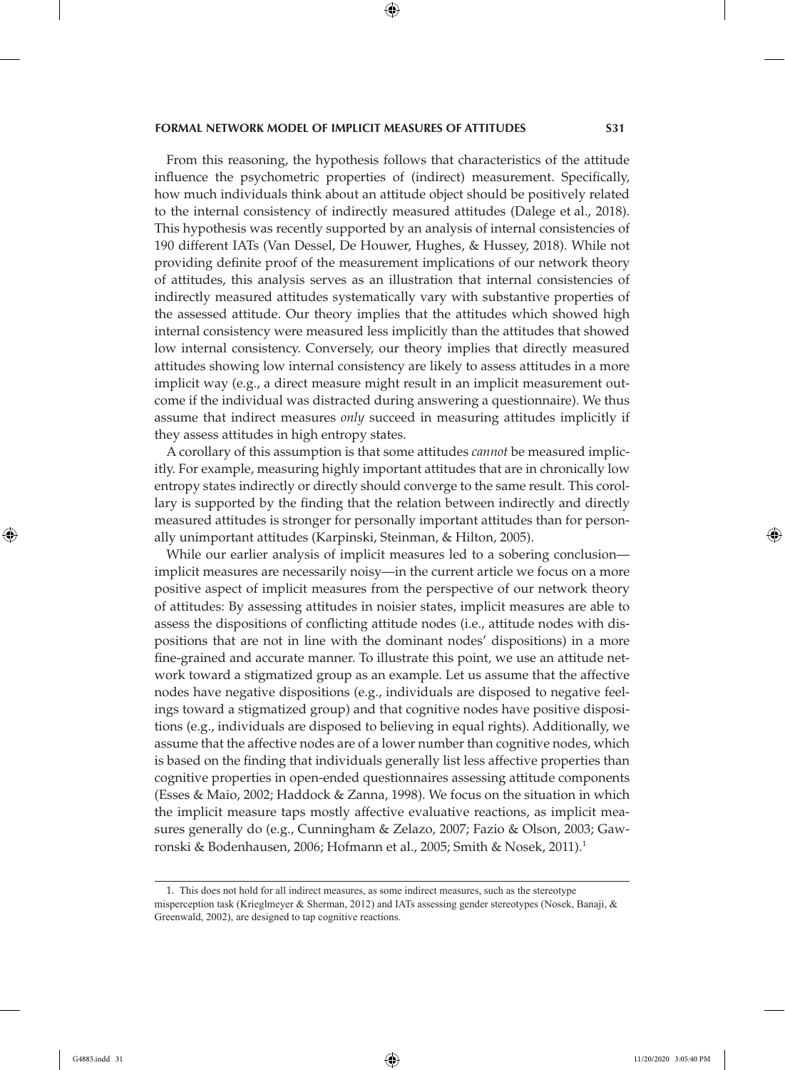From this reasoning, the hypothesis follows that characteristics of the attitude influence the psychometric properties of (indirect) measurement. Specifically, how much individuals think about an attitude object should be positively related to the internal consistency of indirectly measured attitudes (Dalege et al., 2018). This hypothesis was recently supported by an analysis of internal consistencies of 190 different IATs (Van Dessel, De Houwer, Hughes, & Hussey, 2018). While not providing definite proof of the measurement implications of our network theory of attitudes, this analysis serves as an illustration that internal consistencies of indirectly measured attitudes systematically vary with substantive properties of the assessed attitude. Our theory implies that the attitudes which showed high internal consistency were measured less implicitly than the attitudes that showed low internal consistency. Conversely, our theory implies that directly measured attitudes showing low internal consistency are likely to assess attitudes in a more implicit way (e.g., a direct measure might result in an implicit measurement outcome if the individual was distracted during answering a questionnaire). We thus assume that indirect measures *only* succeed in measuring attitudes implicitly if they assess attitudes in high entropy states.

A corollary of this assumption is that some attitudes *cannot* be measured implicitly. For example, measuring highly important attitudes that are in chronically low entropy states indirectly or directly should converge to the same result. This corollary is supported by the finding that the relation between indirectly and directly measured attitudes is stronger for personally important attitudes than for personally unimportant attitudes (Karpinski, Steinman, & Hilton, 2005).

While our earlier analysis of implicit measures led to a sobering conclusion—implicit measures are necessarily noisy—in the current article we focus on a more positive aspect of implicit measures from the perspective of our network theory of attitudes: By assessing attitudes in noisier states, implicit measures are able to assess the dispositions of conflicting attitude nodes (i.e., attitude nodes with dispositions that are not in line with the dominant nodes' dispositions) in a more fine-grained and accurate manner. To illustrate this point, we use an attitude network toward a stigmatized group as an example. Let us assume that the affective nodes have negative dispositions (e.g., individuals are disposed to negative feelings toward a stigmatized group) and that cognitive nodes have positive dispositions (e.g., individuals are disposed to believing in equal rights). Additionally, we assume that the affective nodes are of a lower number than cognitive nodes, which is based on the finding that individuals generally list less affective properties than cognitive properties in open-ended questionnaires assessing attitude components (Esses & Maio, 2002; Haddock & Zanna, 1998). We focus on the situation in which the implicit measure taps mostly affective evaluative reactions, as implicit measures generally do (e.g., Cunningham & Zelazo, 2007; Fazio & Olson, 2003; Gawronski & Bodenhausen, 2006; Hofmann et al., 2005; Smith & Nosek, 2011).[1]

---

1. This does not hold for all indirect measures, as some indirect measures, such as the stereotype misperception task (Krieglmeyer & Sherman, 2012) and IATs assessing gender stereotypes (Nosek, Banaji, & Greenwald, 2002), are designed to tap cognitive reactions.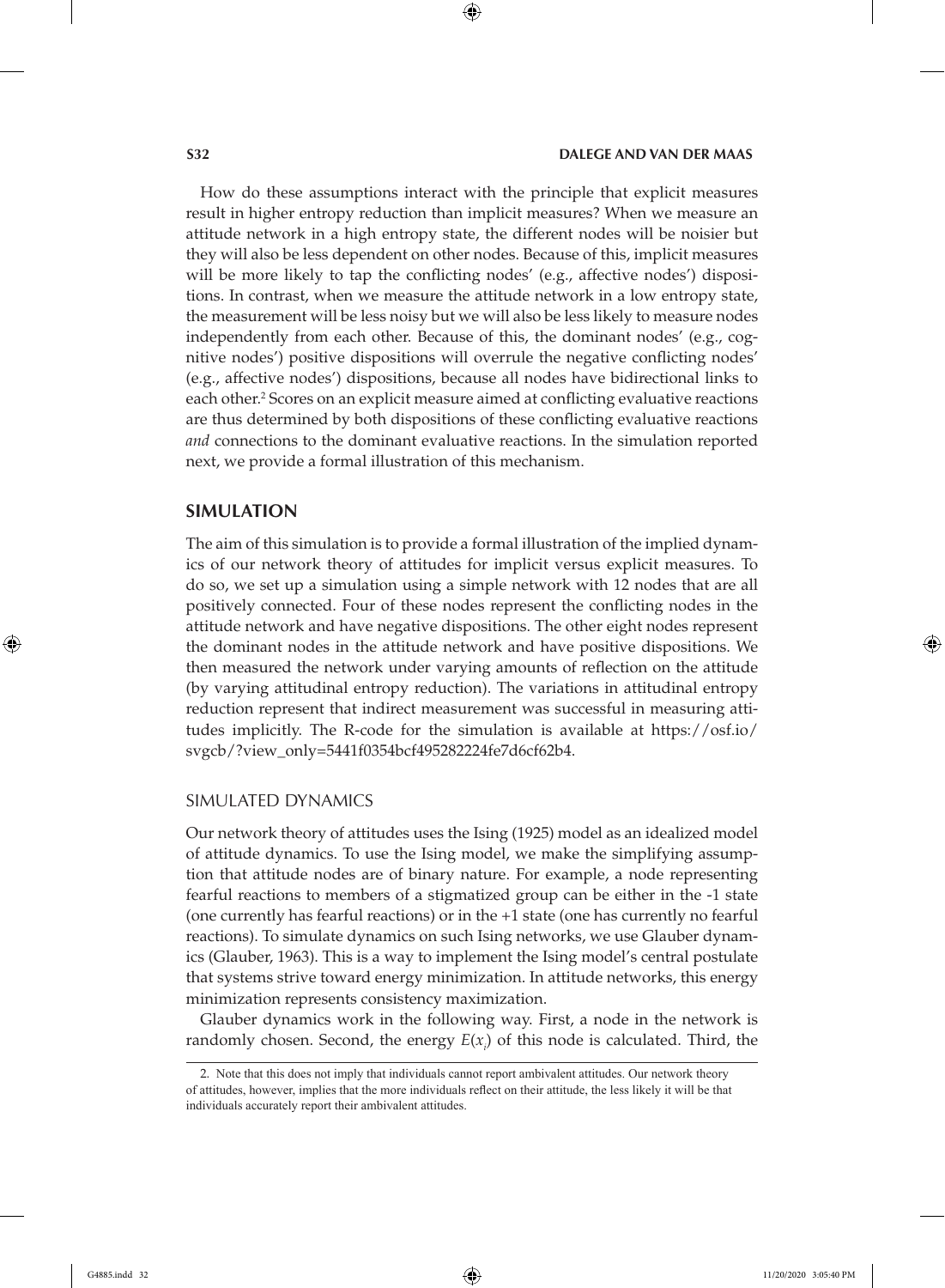How do these assumptions interact with the principle that explicit measures result in higher entropy reduction than implicit measures? When we measure an attitude network in a high entropy state, the different nodes will be noisier but they will also be less dependent on other nodes. Because of this, implicit measures will be more likely to tap the conflicting nodes' (e.g., affective nodes') dispositions. In contrast, when we measure the attitude network in a low entropy state, the measurement will be less noisy but we will also be less likely to measure nodes independently from each other. Because of this, the dominant nodes' (e.g., cognitive nodes') positive dispositions will overrule the negative conflicting nodes' (e.g., affective nodes') dispositions, because all nodes have bidirectional links to each other.[2] Scores on an explicit measure aimed at conflicting evaluative reactions are thus determined by both dispositions of these conflicting evaluative reactions *and* connections to the dominant evaluative reactions. In the simulation reported next, we provide a formal illustration of this mechanism.

## SIMULATION

The aim of this simulation is to provide a formal illustration of the implied dynamics of our network theory of attitudes for implicit versus explicit measures. To do so, we set up a simulation using a simple network with 12 nodes that are all positively connected. Four of these nodes represent the conflicting nodes in the attitude network and have negative dispositions. The other eight nodes represent the dominant nodes in the attitude network and have positive dispositions. We then measured the network under varying amounts of reflection on the attitude (by varying attitudinal entropy reduction). The variations in attitudinal entropy reduction represent that indirect measurement was successful in measuring attitudes implicitly. The R-code for the simulation is available at https://osf.io/svgcb/?view_only=5441f0354bcf495282224fe7d6cf62b4.

### SIMULATED DYNAMICS

Our network theory of attitudes uses the Ising (1925) model as an idealized model of attitude dynamics. To use the Ising model, we make the simplifying assumption that attitude nodes are of binary nature. For example, a node representing fearful reactions to members of a stigmatized group can be either in the -1 state (one currently has fearful reactions) or in the +1 state (one has currently no fearful reactions). To simulate dynamics on such Ising networks, we use Glauber dynamics (Glauber, 1963). This is a way to implement the Ising model's central postulate that systems strive toward energy minimization. In attitude networks, this energy minimization represents consistency maximization.

Glauber dynamics work in the following way. First, a node in the network is randomly chosen. Second, the energy $E(x_i)$ of this node is calculated. Third, the

2. Note that this does not imply that individuals cannot report ambivalent attitudes. Our network theory of attitudes, however, implies that the more individuals reflect on their attitude, the less likely it will be that individuals accurately report their ambivalent attitudes.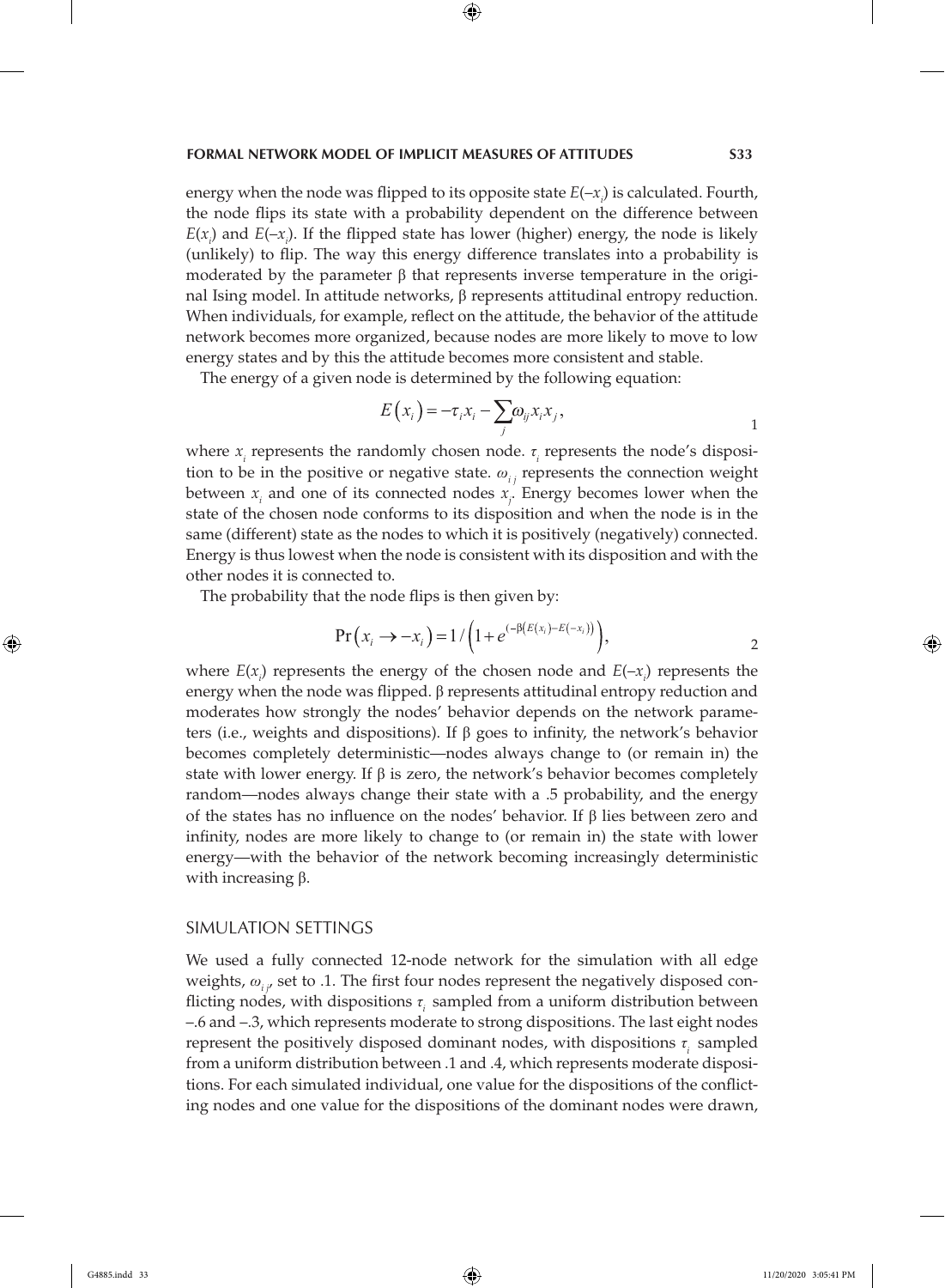energy when the node was flipped to its opposite state $E(-x_i)$ is calculated. Fourth, the node flips its state with a probability dependent on the difference between $E(x_i)$ and $E(-x_i)$. If the flipped state has lower (higher) energy, the node is likely (unlikely) to flip. The way this energy difference translates into a probability is moderated by the parameter β that represents inverse temperature in the original Ising model. In attitude networks, β represents attitudinal entropy reduction. When individuals, for example, reflect on the attitude, the behavior of the attitude network becomes more organized, because nodes are more likely to move to low energy states and by this the attitude becomes more consistent and stable.

The energy of a given node is determined by the following equation:

$$E\left(x_i\right) = -\tau_i x_i - \sum_j \omega_{ij} x_i x_j, \tag{1}$$

where $x_i$ represents the randomly chosen node. $\tau_i$ represents the node's disposition to be in the positive or negative state. $\omega_{ij}$ represents the connection weight between $x_i$ and one of its connected nodes $x_j$. Energy becomes lower when the state of the chosen node conforms to its disposition and when the node is in the same (different) state as the nodes to which it is positively (negatively) connected. Energy is thus lowest when the node is consistent with its disposition and with the other nodes it is connected to.

The probability that the node flips is then given by:

$$\Pr\left(x_i \rightarrow -x_i\right) = 1 / \left(1 + e^{\left(-\beta\left(E\left(x_i\right) - E\left(-x_i\right)\right)\right)}\right), \tag{2}$$

where $E(x_i)$ represents the energy of the chosen node and $E(-x_i)$ represents the energy when the node was flipped. β represents attitudinal entropy reduction and moderates how strongly the nodes' behavior depends on the network parameters (i.e., weights and dispositions). If β goes to infinity, the network's behavior becomes completely deterministic—nodes always change to (or remain in) the state with lower energy. If β is zero, the network's behavior becomes completely random—nodes always change their state with a .5 probability, and the energy of the states has no influence on the nodes' behavior. If β lies between zero and infinity, nodes are more likely to change to (or remain in) the state with lower energy—with the behavior of the network becoming increasingly deterministic with increasing β.

## SIMULATION SETTINGS

We used a fully connected 12-node network for the simulation with all edge weights, $\omega_{ij}$, set to .1. The first four nodes represent the negatively disposed conflicting nodes, with dispositions $\tau_i$ sampled from a uniform distribution between –.6 and –.3, which represents moderate to strong dispositions. The last eight nodes represent the positively disposed dominant nodes, with dispositions $\tau_i$ sampled from a uniform distribution between .1 and .4, which represents moderate dispositions. For each simulated individual, one value for the dispositions of the conflicting nodes and one value for the dispositions of the dominant nodes were drawn,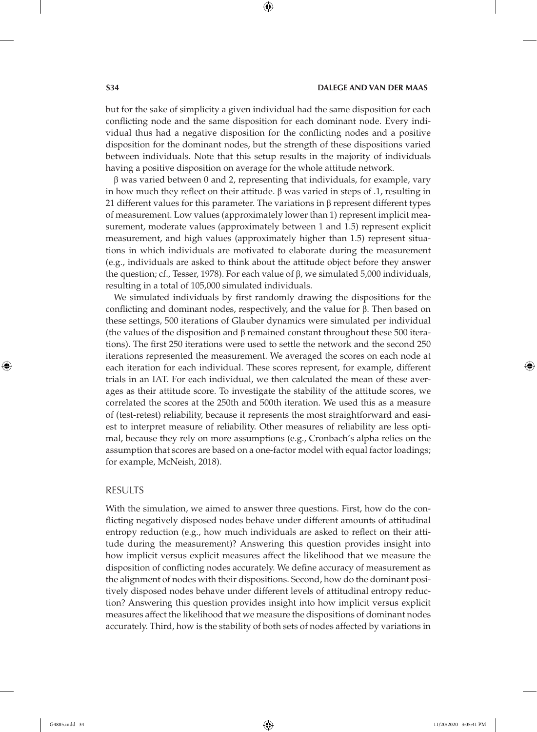but for the sake of simplicity a given individual had the same disposition for each conflicting node and the same disposition for each dominant node. Every individual thus had a negative disposition for the conflicting nodes and a positive disposition for the dominant nodes, but the strength of these dispositions varied between individuals. Note that this setup results in the majority of individuals having a positive disposition on average for the whole attitude network.

$\beta$ was varied between 0 and 2, representing that individuals, for example, vary in how much they reflect on their attitude. $\beta$ was varied in steps of .1, resulting in 21 different values for this parameter. The variations in $\beta$ represent different types of measurement. Low values (approximately lower than 1) represent implicit measurement, moderate values (approximately between 1 and 1.5) represent explicit measurement, and high values (approximately higher than 1.5) represent situations in which individuals are motivated to elaborate during the measurement (e.g., individuals are asked to think about the attitude object before they answer the question; cf., Tesser, 1978). For each value of $\beta$, we simulated 5,000 individuals, resulting in a total of 105,000 simulated individuals.

We simulated individuals by first randomly drawing the dispositions for the conflicting and dominant nodes, respectively, and the value for $\beta$. Then based on these settings, 500 iterations of Glauber dynamics were simulated per individual (the values of the disposition and $\beta$ remained constant throughout these 500 iterations). The first 250 iterations were used to settle the network and the second 250 iterations represented the measurement. We averaged the scores on each node at each iteration for each individual. These scores represent, for example, different trials in an IAT. For each individual, we then calculated the mean of these averages as their attitude score. To investigate the stability of the attitude scores, we correlated the scores at the 250th and 500th iteration. We used this as a measure of (test-retest) reliability, because it represents the most straightforward and easiest to interpret measure of reliability. Other measures of reliability are less optimal, because they rely on more assumptions (e.g., Cronbach's alpha relies on the assumption that scores are based on a one-factor model with equal factor loadings; for example, McNeish, 2018).

## RESULTS

With the simulation, we aimed to answer three questions. First, how do the conflicting negatively disposed nodes behave under different amounts of attitudinal entropy reduction (e.g., how much individuals are asked to reflect on their attitude during the measurement)? Answering this question provides insight into how implicit versus explicit measures affect the likelihood that we measure the disposition of conflicting nodes accurately. We define accuracy of measurement as the alignment of nodes with their dispositions. Second, how do the dominant positively disposed nodes behave under different levels of attitudinal entropy reduction? Answering this question provides insight into how implicit versus explicit measures affect the likelihood that we measure the dispositions of dominant nodes accurately. Third, how is the stability of both sets of nodes affected by variations in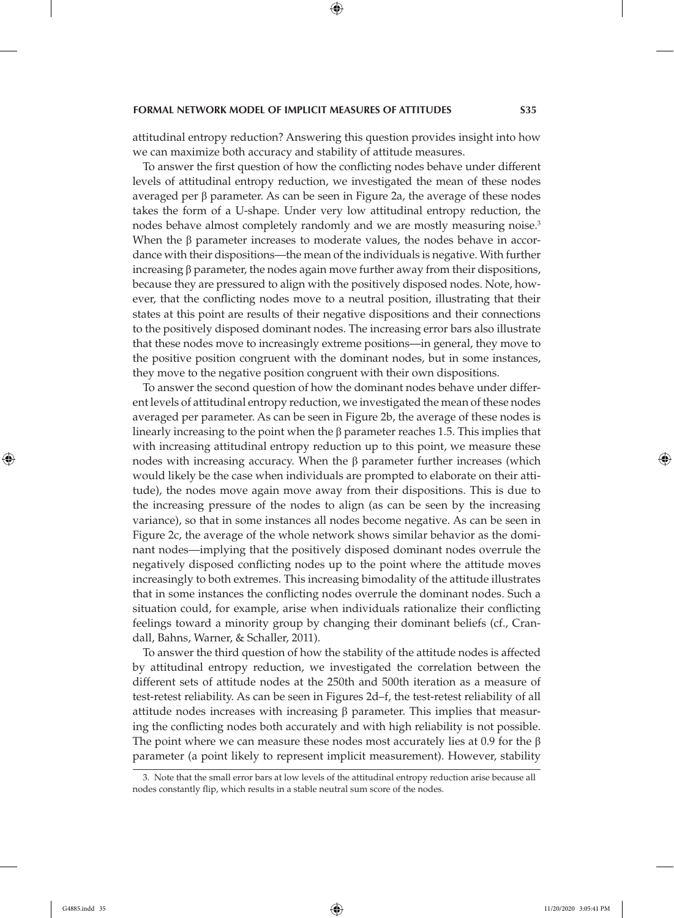attitudinal entropy reduction? Answering this question provides insight into how we can maximize both accuracy and stability of attitude measures.

To answer the first question of how the conflicting nodes behave under different levels of attitudinal entropy reduction, we investigated the mean of these nodes averaged per β parameter. As can be seen in Figure 2a, the average of these nodes takes the form of a U-shape. Under very low attitudinal entropy reduction, the nodes behave almost completely randomly and we are mostly measuring noise.[3] When the β parameter increases to moderate values, the nodes behave in accordance with their dispositions—the mean of the individuals is negative. With further increasing β parameter, the nodes again move further away from their dispositions, because they are pressured to align with the positively disposed nodes. Note, however, that the conflicting nodes move to a neutral position, illustrating that their states at this point are results of their negative dispositions and their connections to the positively disposed dominant nodes. The increasing error bars also illustrate that these nodes move to increasingly extreme positions—in general, they move to the positive position congruent with the dominant nodes, but in some instances, they move to the negative position congruent with their own dispositions.

To answer the second question of how the dominant nodes behave under different levels of attitudinal entropy reduction, we investigated the mean of these nodes averaged per parameter. As can be seen in Figure 2b, the average of these nodes is linearly increasing to the point when the β parameter reaches 1.5. This implies that with increasing attitudinal entropy reduction up to this point, we measure these nodes with increasing accuracy. When the β parameter further increases (which would likely be the case when individuals are prompted to elaborate on their attitude), the nodes move again move away from their dispositions. This is due to the increasing pressure of the nodes to align (as can be seen by the increasing variance), so that in some instances all nodes become negative. As can be seen in Figure 2c, the average of the whole network shows similar behavior as the dominant nodes—implying that the positively disposed dominant nodes overrule the negatively disposed conflicting nodes up to the point where the attitude moves increasingly to both extremes. This increasing bimodality of the attitude illustrates that in some instances the conflicting nodes overrule the dominant nodes. Such a situation could, for example, arise when individuals rationalize their conflicting feelings toward a minority group by changing their dominant beliefs (cf., Crandall, Bahns, Warner, & Schaller, 2011).

To answer the third question of how the stability of the attitude nodes is affected by attitudinal entropy reduction, we investigated the correlation between the different sets of attitude nodes at the 250th and 500th iteration as a measure of test-retest reliability. As can be seen in Figures 2d–f, the test-retest reliability of all attitude nodes increases with increasing β parameter. This implies that measuring the conflicting nodes both accurately and with high reliability is not possible. The point where we can measure these nodes most accurately lies at 0.9 for the β parameter (a point likely to represent implicit measurement). However, stability

3. Note that the small error bars at low levels of the attitudinal entropy reduction arise because all nodes constantly flip, which results in a stable neutral sum score of the nodes.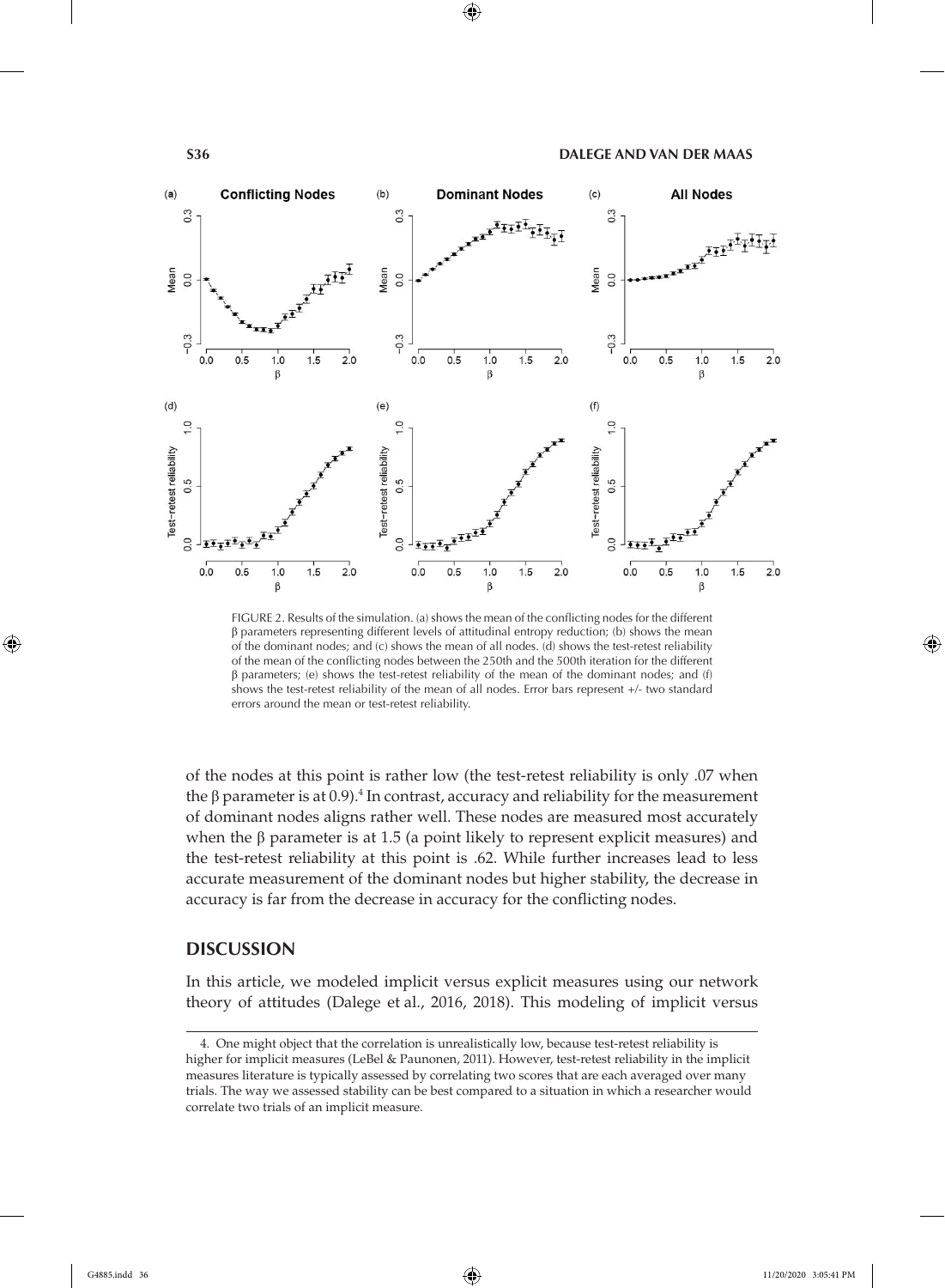FIGURE 2. Results of the simulation. (a) shows the mean of the conflicting nodes for the different β parameters representing different levels of attitudinal entropy reduction; (b) shows the mean of the dominant nodes; and (c) shows the mean of all nodes. (d) shows the test-retest reliability of the mean of the conflicting nodes between the 250th and the 500th iteration for the different β parameters; (e) shows the test-retest reliability of the mean of the dominant nodes; and (f) shows the test-retest reliability of the mean of all nodes. Error bars represent +/- two standard errors around the mean or test-retest reliability.

of the nodes at this point is rather low (the test-retest reliability is only .07 when the β parameter is at 0.9).[4] In contrast, accuracy and reliability for the measurement of dominant nodes aligns rather well. These nodes are measured most accurately when the β parameter is at 1.5 (a point likely to represent explicit measures) and the test-retest reliability at this point is .62. While further increases lead to less accurate measurement of the dominant nodes but higher stability, the decrease in accuracy is far from the decrease in accuracy for the conflicting nodes.

## DISCUSSION

In this article, we modeled implicit versus explicit measures using our network theory of attitudes (Dalege et al., 2016, 2018). This modeling of implicit versus

4. One might object that the correlation is unrealistically low, because test-retest reliability is higher for implicit measures (LeBel & Paunonen, 2011). However, test-retest reliability in the implicit measures literature is typically assessed by correlating two scores that are each averaged over many trials. The way we assessed stability can be best compared to a situation in which a researcher would correlate two trials of an implicit measure.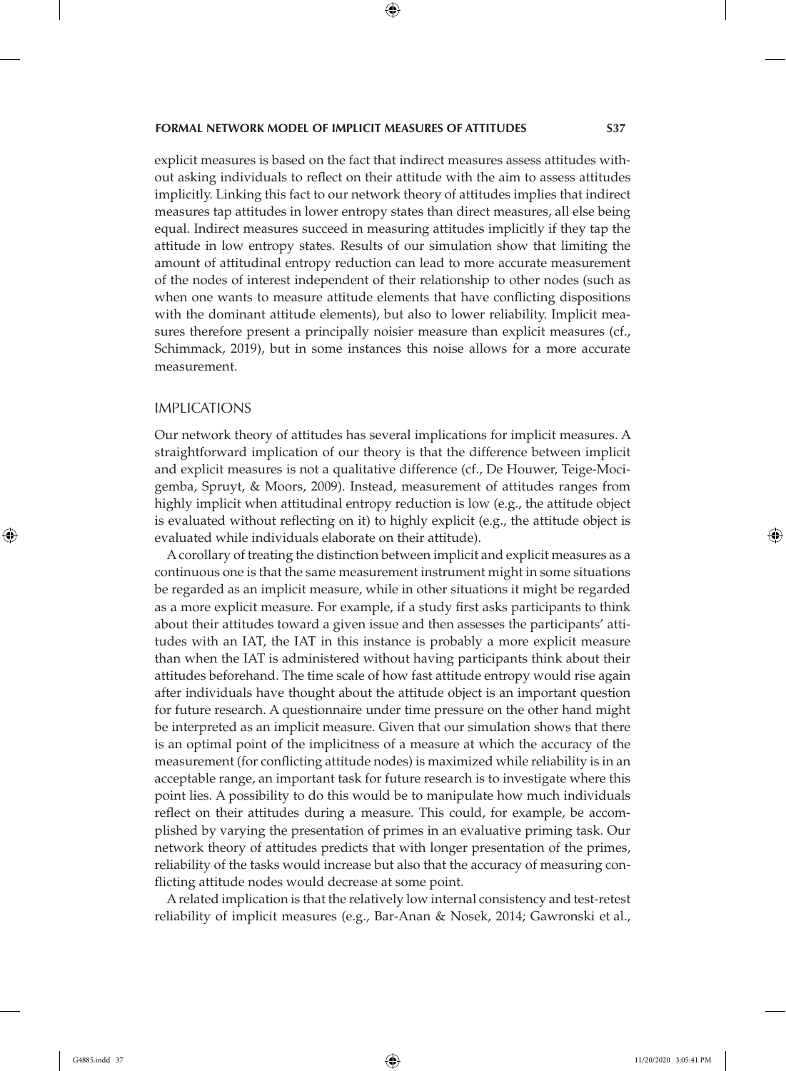explicit measures is based on the fact that indirect measures assess attitudes without asking individuals to reflect on their attitude with the aim to assess attitudes implicitly. Linking this fact to our network theory of attitudes implies that indirect measures tap attitudes in lower entropy states than direct measures, all else being equal. Indirect measures succeed in measuring attitudes implicitly if they tap the attitude in low entropy states. Results of our simulation show that limiting the amount of attitudinal entropy reduction can lead to more accurate measurement of the nodes of interest independent of their relationship to other nodes (such as when one wants to measure attitude elements that have conflicting dispositions with the dominant attitude elements), but also to lower reliability. Implicit measures therefore present a principally noisier measure than explicit measures (cf., Schimmack, 2019), but in some instances this noise allows for a more accurate measurement.

## IMPLICATIONS

Our network theory of attitudes has several implications for implicit measures. A straightforward implication of our theory is that the difference between implicit and explicit measures is not a qualitative difference (cf., De Houwer, Teige-Mocigemba, Spruyt, & Moors, 2009). Instead, measurement of attitudes ranges from highly implicit when attitudinal entropy reduction is low (e.g., the attitude object is evaluated without reflecting on it) to highly explicit (e.g., the attitude object is evaluated while individuals elaborate on their attitude).

A corollary of treating the distinction between implicit and explicit measures as a continuous one is that the same measurement instrument might in some situations be regarded as an implicit measure, while in other situations it might be regarded as a more explicit measure. For example, if a study first asks participants to think about their attitudes toward a given issue and then assesses the participants' attitudes with an IAT, the IAT in this instance is probably a more explicit measure than when the IAT is administered without having participants think about their attitudes beforehand. The time scale of how fast attitude entropy would rise again after individuals have thought about the attitude object is an important question for future research. A questionnaire under time pressure on the other hand might be interpreted as an implicit measure. Given that our simulation shows that there is an optimal point of the implicitness of a measure at which the accuracy of the measurement (for conflicting attitude nodes) is maximized while reliability is in an acceptable range, an important task for future research is to investigate where this point lies. A possibility to do this would be to manipulate how much individuals reflect on their attitudes during a measure. This could, for example, be accomplished by varying the presentation of primes in an evaluative priming task. Our network theory of attitudes predicts that with longer presentation of the primes, reliability of the tasks would increase but also that the accuracy of measuring conflicting attitude nodes would decrease at some point.

A related implication is that the relatively low internal consistency and test-retest reliability of implicit measures (e.g., Bar-Anan & Nosek, 2014; Gawronski et al.,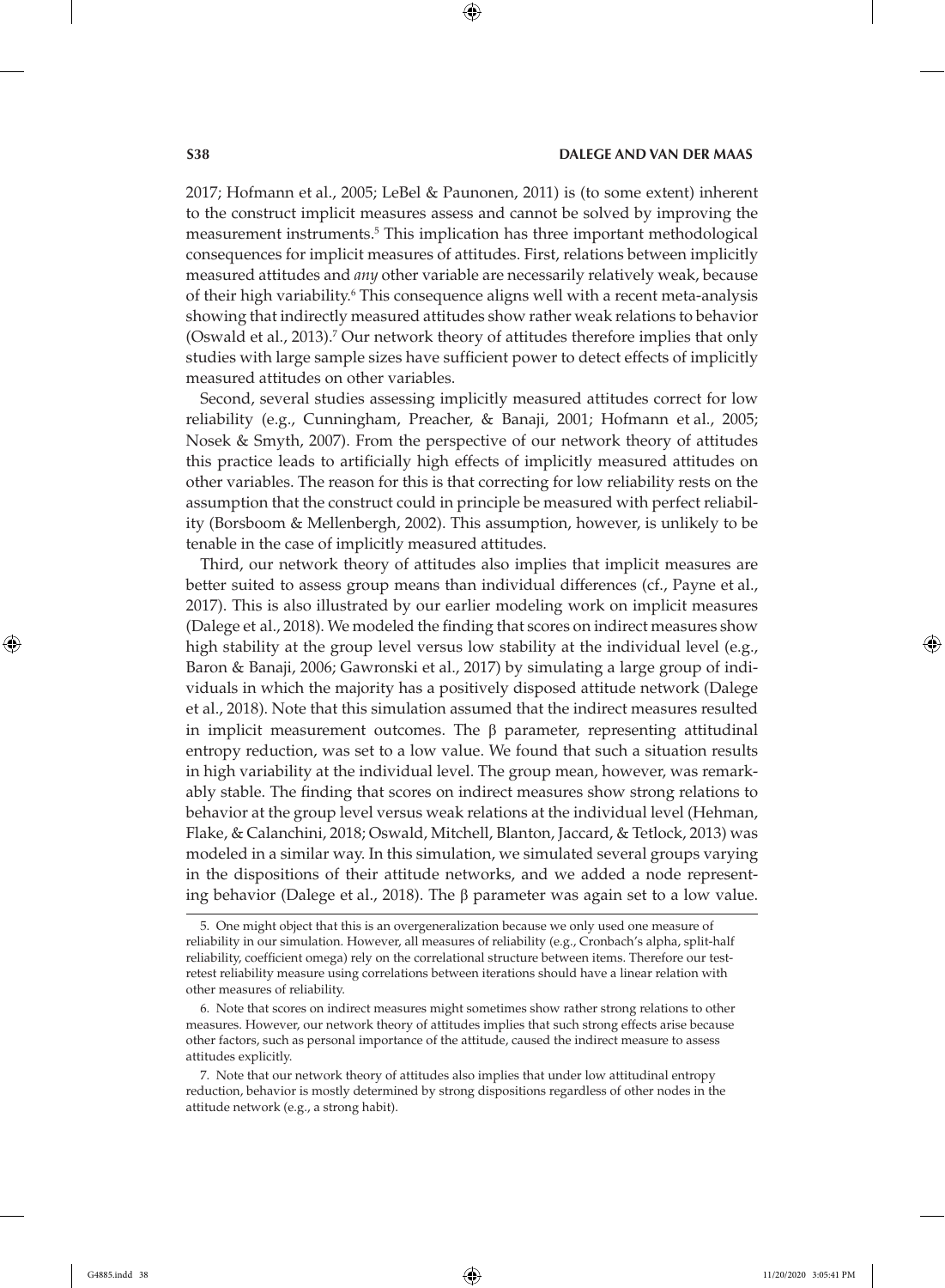2017; Hofmann et al., 2005; LeBel & Paunonen, 2011) is (to some extent) inherent to the construct implicit measures assess and cannot be solved by improving the measurement instruments.[5] This implication has three important methodological consequences for implicit measures of attitudes. First, relations between implicitly measured attitudes and *any* other variable are necessarily relatively weak, because of their high variability.[6] This consequence aligns well with a recent meta-analysis showing that indirectly measured attitudes show rather weak relations to behavior (Oswald et al., 2013).[7] Our network theory of attitudes therefore implies that only studies with large sample sizes have sufficient power to detect effects of implicitly measured attitudes on other variables.

Second, several studies assessing implicitly measured attitudes correct for low reliability (e.g., Cunningham, Preacher, & Banaji, 2001; Hofmann et al., 2005; Nosek & Smyth, 2007). From the perspective of our network theory of attitudes this practice leads to artificially high effects of implicitly measured attitudes on other variables. The reason for this is that correcting for low reliability rests on the assumption that the construct could in principle be measured with perfect reliability (Borsboom & Mellenbergh, 2002). This assumption, however, is unlikely to be tenable in the case of implicitly measured attitudes.

Third, our network theory of attitudes also implies that implicit measures are better suited to assess group means than individual differences (cf., Payne et al., 2017). This is also illustrated by our earlier modeling work on implicit measures (Dalege et al., 2018). We modeled the finding that scores on indirect measures show high stability at the group level versus low stability at the individual level (e.g., Baron & Banaji, 2006; Gawronski et al., 2017) by simulating a large group of individuals in which the majority has a positively disposed attitude network (Dalege et al., 2018). Note that this simulation assumed that the indirect measures resulted in implicit measurement outcomes. The $\beta$ parameter, representing attitudinal entropy reduction, was set to a low value. We found that such a situation results in high variability at the individual level. The group mean, however, was remarkably stable. The finding that scores on indirect measures show strong relations to behavior at the group level versus weak relations at the individual level (Hehman, Flake, & Calanchini, 2018; Oswald, Mitchell, Blanton, Jaccard, & Tetlock, 2013) was modeled in a similar way. In this simulation, we simulated several groups varying in the dispositions of their attitude networks, and we added a node representing behavior (Dalege et al., 2018). The $\beta$ parameter was again set to a low value.

---

5. One might object that this is an overgeneralization because we only used one measure of reliability in our simulation. However, all measures of reliability (e.g., Cronbach's alpha, split-half reliability, coefficient omega) rely on the correlational structure between items. Therefore our test-retest reliability measure using correlations between iterations should have a linear relation with other measures of reliability.

6. Note that scores on indirect measures might sometimes show rather strong relations to other measures. However, our network theory of attitudes implies that such strong effects arise because other factors, such as personal importance of the attitude, caused the indirect measure to assess attitudes explicitly.

7. Note that our network theory of attitudes also implies that under low attitudinal entropy reduction, behavior is mostly determined by strong dispositions regardless of other nodes in the attitude network (e.g., a strong habit).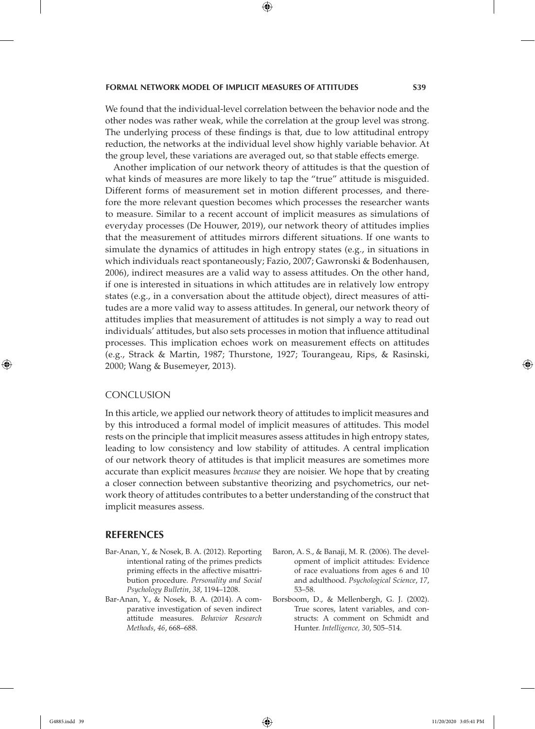We found that the individual-level correlation between the behavior node and the other nodes was rather weak, while the correlation at the group level was strong. The underlying process of these findings is that, due to low attitudinal entropy reduction, the networks at the individual level show highly variable behavior. At the group level, these variations are averaged out, so that stable effects emerge.

Another implication of our network theory of attitudes is that the question of what kinds of measures are more likely to tap the "true" attitude is misguided. Different forms of measurement set in motion different processes, and therefore the more relevant question becomes which processes the researcher wants to measure. Similar to a recent account of implicit measures as simulations of everyday processes (De Houwer, 2019), our network theory of attitudes implies that the measurement of attitudes mirrors different situations. If one wants to simulate the dynamics of attitudes in high entropy states (e.g., in situations in which individuals react spontaneously; Fazio, 2007; Gawronski & Bodenhausen, 2006), indirect measures are a valid way to assess attitudes. On the other hand, if one is interested in situations in which attitudes are in relatively low entropy states (e.g., in a conversation about the attitude object), direct measures of attitudes are a more valid way to assess attitudes. In general, our network theory of attitudes implies that measurement of attitudes is not simply a way to read out individuals' attitudes, but also sets processes in motion that influence attitudinal processes. This implication echoes work on measurement effects on attitudes (e.g., Strack & Martin, 1987; Thurstone, 1927; Tourangeau, Rips, & Rasinski, 2000; Wang & Busemeyer, 2013).

## CONCLUSION

In this article, we applied our network theory of attitudes to implicit measures and by this introduced a formal model of implicit measures of attitudes. This model rests on the principle that implicit measures assess attitudes in high entropy states, leading to low consistency and low stability of attitudes. A central implication of our network theory of attitudes is that implicit measures are sometimes more accurate than explicit measures *because* they are noisier. We hope that by creating a closer connection between substantive theorizing and psychometrics, our network theory of attitudes contributes to a better understanding of the construct that implicit measures assess.

## REFERENCES

Bar-Anan, Y., & Nosek, B. A. (2012). Reporting intentional rating of the primes predicts priming effects in the affective misattribution procedure. *Personality and Social Psychology Bulletin*, *38*, 1194–1208.

Bar-Anan, Y., & Nosek, B. A. (2014). A comparative investigation of seven indirect attitude measures. *Behavior Research Methods*, *46*, 668–688.

Baron, A. S., & Banaji, M. R. (2006). The development of implicit attitudes: Evidence of race evaluations from ages 6 and 10 and adulthood. *Psychological Science*, *17*, 53–58.

Borsboom, D., & Mellenbergh, G. J. (2002). True scores, latent variables, and constructs: A comment on Schmidt and Hunter. *Intelligence, 30*, 505–514.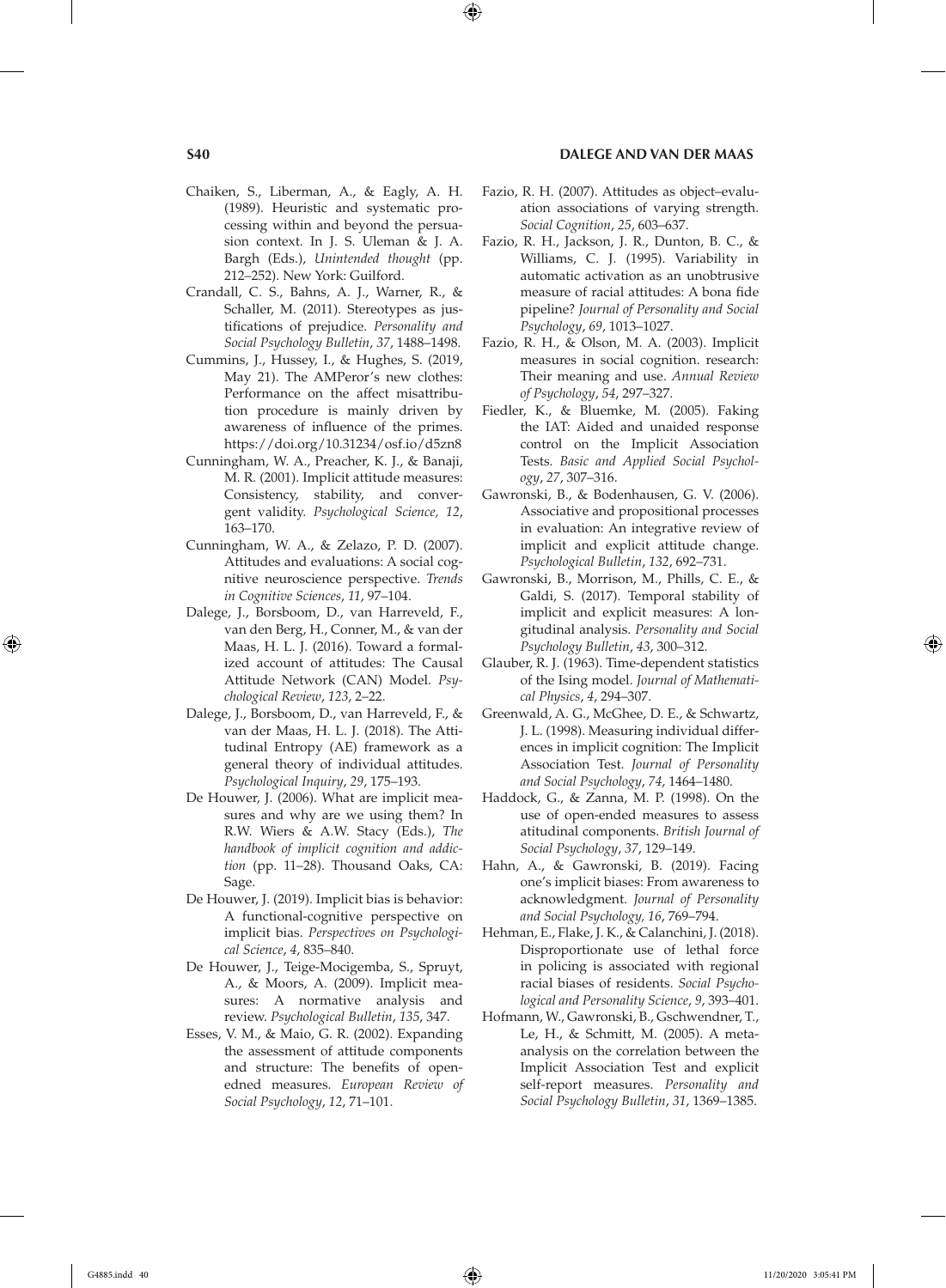Chaiken, S., Liberman, A., & Eagly, A. H. (1989). Heuristic and systematic processing within and beyond the persuasion context. In J. S. Uleman & J. A. Bargh (Eds.), *Unintended thought* (pp. 212–252). New York: Guilford.

Crandall, C. S., Bahns, A. J., Warner, R., & Schaller, M. (2011). Stereotypes as justifications of prejudice. *Personality and Social Psychology Bulletin*, *37*, 1488–1498.

Cummins, J., Hussey, I., & Hughes, S. (2019, May 21). The AMPeror's new clothes: Performance on the affect misattribution procedure is mainly driven by awareness of influence of the primes. https://doi.org/10.31234/osf.io/d5zn8

Cunningham, W. A., Preacher, K. J., & Banaji, M. R. (2001). Implicit attitude measures: Consistency, stability, and convergent validity. *Psychological Science, 12*, 163–170.

Cunningham, W. A., & Zelazo, P. D. (2007). Attitudes and evaluations: A social cognitive neuroscience perspective. *Trends in Cognitive Sciences*, *11*, 97–104.

Dalege, J., Borsboom, D., van Harreveld, F., van den Berg, H., Conner, M., & van der Maas, H. L. J. (2016). Toward a formalized account of attitudes: The Causal Attitude Network (CAN) Model. *Psychological Review*, *123*, 2–22.

Dalege, J., Borsboom, D., van Harreveld, F., & van der Maas, H. L. J. (2018). The Attitudinal Entropy (AE) framework as a general theory of individual attitudes. *Psychological Inquiry*, *29*, 175–193.

De Houwer, J. (2006). What are implicit measures and why are we using them? In R.W. Wiers & A.W. Stacy (Eds.), *The handbook of implicit cognition and addiction* (pp. 11–28). Thousand Oaks, CA: Sage.

De Houwer, J. (2019). Implicit bias is behavior: A functional-cognitive perspective on implicit bias. *Perspectives on Psychological Science*, *4*, 835–840.

De Houwer, J., Teige-Mocigemba, S., Spruyt, A., & Moors, A. (2009). Implicit measures: A normative analysis and review. *Psychological Bulletin*, *135*, 347.

Esses, V. M., & Maio, G. R. (2002). Expanding the assessment of attitude components and structure: The benefits of openedned measures. *European Review of Social Psychology*, *12*, 71–101.

Fazio, R. H. (2007). Attitudes as object–evaluation associations of varying strength. *Social Cognition*, *25*, 603–637.

Fazio, R. H., Jackson, J. R., Dunton, B. C., & Williams, C. J. (1995). Variability in automatic activation as an unobtrusive measure of racial attitudes: A bona fide pipeline? *Journal of Personality and Social Psychology*, *69*, 1013–1027.

Fazio, R. H., & Olson, M. A. (2003). Implicit measures in social cognition. research: Their meaning and use. *Annual Review of Psychology*, *54*, 297–327.

Fiedler, K., & Bluemke, M. (2005). Faking the IAT: Aided and unaided response control on the Implicit Association Tests. *Basic and Applied Social Psychology*, *27*, 307–316.

Gawronski, B., & Bodenhausen, G. V. (2006). Associative and propositional processes in evaluation: An integrative review of implicit and explicit attitude change. *Psychological Bulletin*, *132*, 692–731.

Gawronski, B., Morrison, M., Phills, C. E., & Galdi, S. (2017). Temporal stability of implicit and explicit measures: A longitudinal analysis. *Personality and Social Psychology Bulletin*, *43*, 300–312.

Glauber, R. J. (1963). Time-dependent statistics of the Ising model. *Journal of Mathematical Physics*, *4*, 294–307.

Greenwald, A. G., McGhee, D. E., & Schwartz, J. L. (1998). Measuring individual differences in implicit cognition: The Implicit Association Test. *Journal of Personality and Social Psychology*, *74*, 1464–1480.

Haddock, G., & Zanna, M. P. (1998). On the use of open-ended measures to assess atitudinal components. *British Journal of Social Psychology*, *37*, 129–149.

Hahn, A., & Gawronski, B. (2019). Facing one's implicit biases: From awareness to acknowledgment. *Journal of Personality and Social Psychology, 16*, 769–794.

Hehman, E., Flake, J. K., & Calanchini, J. (2018). Disproportionate use of lethal force in policing is associated with regional racial biases of residents. *Social Psychological and Personality Science*, *9*, 393–401.

Hofmann, W., Gawronski, B., Gschwendner, T., Le, H., & Schmitt, M. (2005). A meta-analysis on the correlation between the Implicit Association Test and explicit self-report measures. *Personality and Social Psychology Bulletin*, *31*, 1369–1385.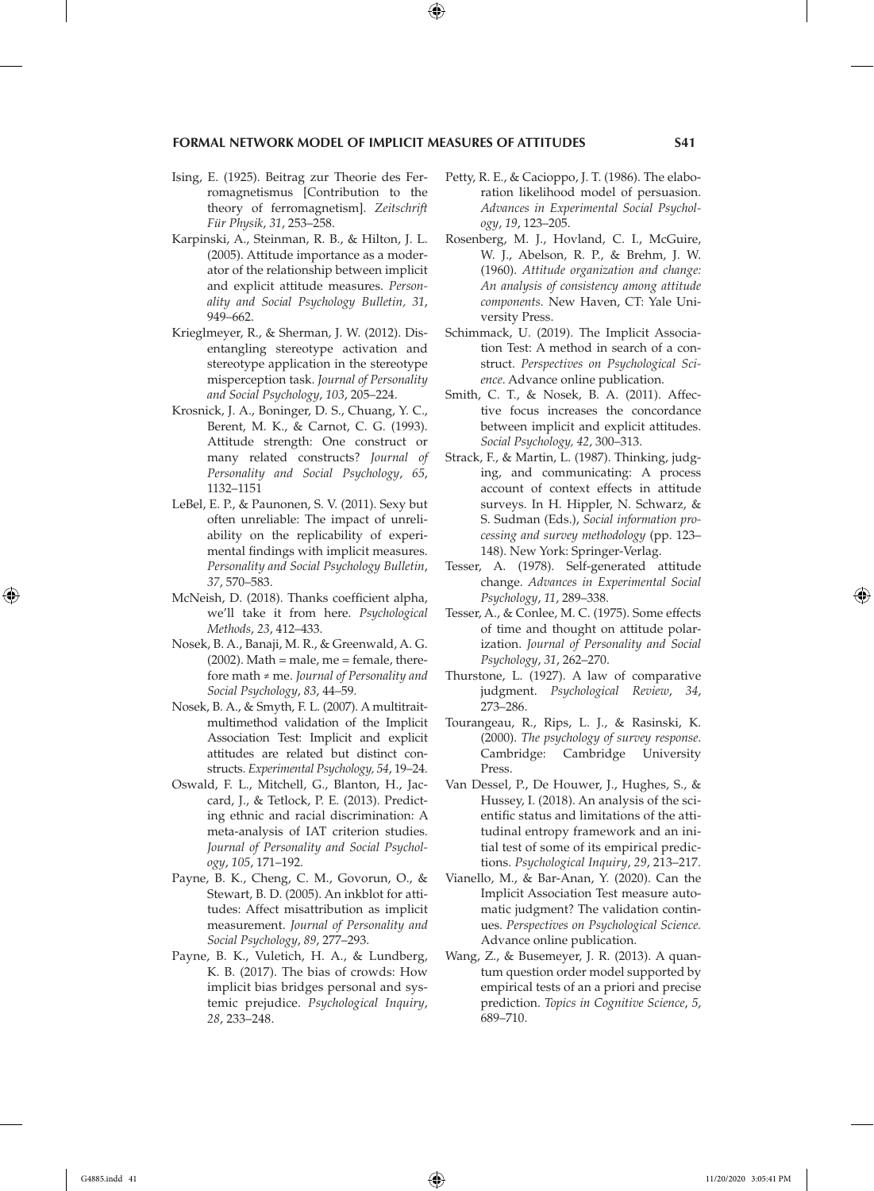Ising, E. (1925). Beitrag zur Theorie des Ferromagnetismus [Contribution to the theory of ferromagnetism]. *Zeitschrift Für Physik*, *31*, 253–258.

Karpinski, A., Steinman, R. B., & Hilton, J. L. (2005). Attitude importance as a moderator of the relationship between implicit and explicit attitude measures. *Personality and Social Psychology Bulletin, 31*, 949–662.

Krieglmeyer, R., & Sherman, J. W. (2012). Disentangling stereotype activation and stereotype application in the stereotype misperception task. *Journal of Personality and Social Psychology*, *103*, 205–224.

Krosnick, J. A., Boninger, D. S., Chuang, Y. C., Berent, M. K., & Carnot, C. G. (1993). Attitude strength: One construct or many related constructs? *Journal of Personality and Social Psychology*, *65*, 1132–1151

LeBel, E. P., & Paunonen, S. V. (2011). Sexy but often unreliable: The impact of unreliability on the replicability of experimental findings with implicit measures. *Personality and Social Psychology Bulletin*, *37*, 570–583.

McNeish, D. (2018). Thanks coefficient alpha, we'll take it from here. *Psychological Methods*, *23*, 412–433.

Nosek, B. A., Banaji, M. R., & Greenwald, A. G. (2002). Math = male, me = female, therefore math ≠ me. *Journal of Personality and Social Psychology*, *83*, 44–59.

Nosek, B. A., & Smyth, F. L. (2007). A multitrait-multimethod validation of the Implicit Association Test: Implicit and explicit attitudes are related but distinct constructs. *Experimental Psychology, 54*, 19–24.

Oswald, F. L., Mitchell, G., Blanton, H., Jaccard, J., & Tetlock, P. E. (2013). Predicting ethnic and racial discrimination: A meta-analysis of IAT criterion studies. *Journal of Personality and Social Psychology*, *105*, 171–192.

Payne, B. K., Cheng, C. M., Govorun, O., & Stewart, B. D. (2005). An inkblot for attitudes: Affect misattribution as implicit measurement. *Journal of Personality and Social Psychology*, *89*, 277–293.

Payne, B. K., Vuletich, H. A., & Lundberg, K. B. (2017). The bias of crowds: How implicit bias bridges personal and systemic prejudice. *Psychological Inquiry*, *28*, 233–248.

Petty, R. E., & Cacioppo, J. T. (1986). The elaboration likelihood model of persuasion. *Advances in Experimental Social Psychology*, *19*, 123–205.

Rosenberg, M. J., Hovland, C. I., McGuire, W. J., Abelson, R. P., & Brehm, J. W. (1960). *Attitude organization and change: An analysis of consistency among attitude components.* New Haven, CT: Yale University Press.

Schimmack, U. (2019). The Implicit Association Test: A method in search of a construct. *Perspectives on Psychological Science*. Advance online publication.

Smith, C. T., & Nosek, B. A. (2011). Affective focus increases the concordance between implicit and explicit attitudes. *Social Psychology, 42*, 300–313.

Strack, F., & Martin, L. (1987). Thinking, judging, and communicating: A process account of context effects in attitude surveys. In H. Hippler, N. Schwarz, & S. Sudman (Eds.), *Social information processing and survey methodology* (pp. 123–148). New York: Springer-Verlag.

Tesser, A. (1978). Self-generated attitude change. *Advances in Experimental Social Psychology*, *11*, 289–338.

Tesser, A., & Conlee, M. C. (1975). Some effects of time and thought on attitude polarization. *Journal of Personality and Social Psychology*, *31*, 262–270.

Thurstone, L. (1927). A law of comparative judgment. *Psychological Review*, *34*, 273–286.

Tourangeau, R., Rips, L. J., & Rasinski, K. (2000). *The psychology of survey response*. Cambridge: Cambridge University Press.

Van Dessel, P., De Houwer, J., Hughes, S., & Hussey, I. (2018). An analysis of the scientific status and limitations of the attitudinal entropy framework and an initial test of some of its empirical predictions. *Psychological Inquiry*, *29*, 213–217.

Vianello, M., & Bar-Anan, Y. (2020). Can the Implicit Association Test measure automatic judgment? The validation continues. *Perspectives on Psychological Science.* Advance online publication.

Wang, Z., & Busemeyer, J. R. (2013). A quantum question order model supported by empirical tests of an a priori and precise prediction. *Topics in Cognitive Science*, *5*, 689–710.